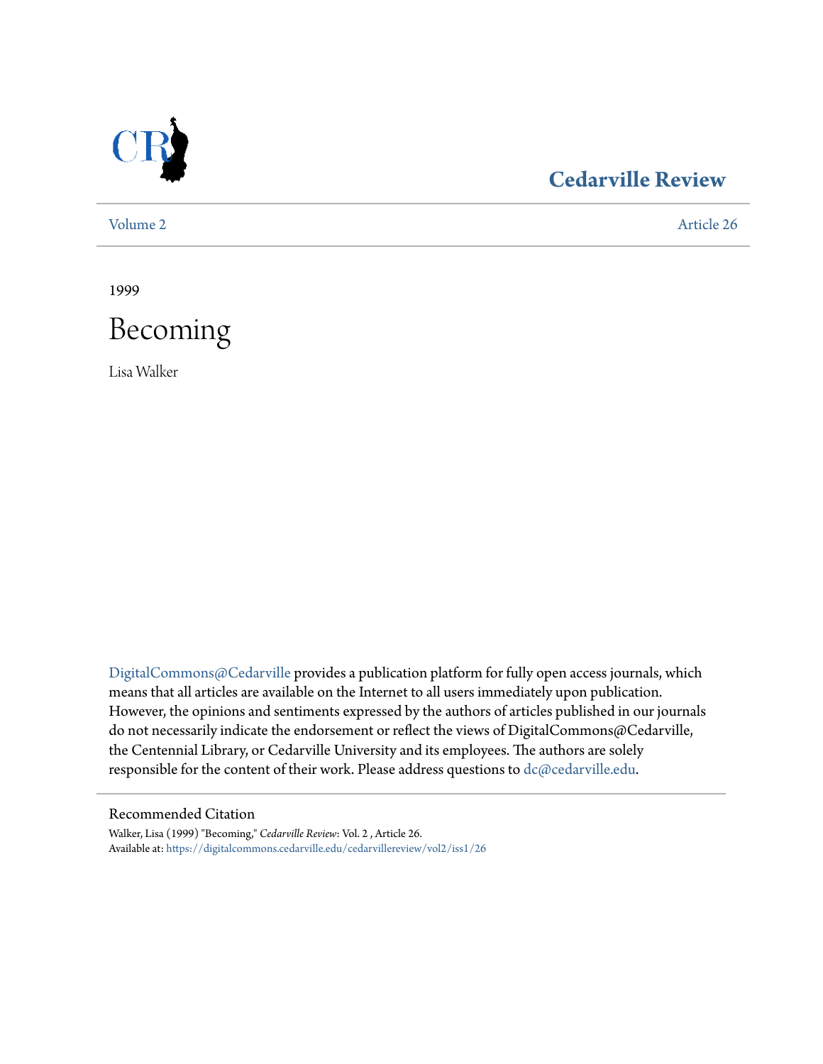# Cedarville Review

Volume 2 Article 26

1999

# Becoming

Lisa Walker

DigitalCommons@Cedarville provides a publication platform for fully open access journals, which means that all articles are available on the Internet to all users immediately upon publication. However, the opinions and sentiments expressed by the authors of articles published in our journals do not necessarily indicate the endorsement or reflect the views of DigitalCommons@Cedarville, the Centennial Library, or Cedarville University and its employees. The authors are solely responsible for the content of their work. Please address questions to dc@cedarville.edu.

## Recommended Citation

Walker, Lisa (1999) "Becoming," *Cedarville Review*: Vol. 2 , Article 26.
Available at: https://digitalcommons.cedarville.edu/cedarvillereview/vol2/iss1/26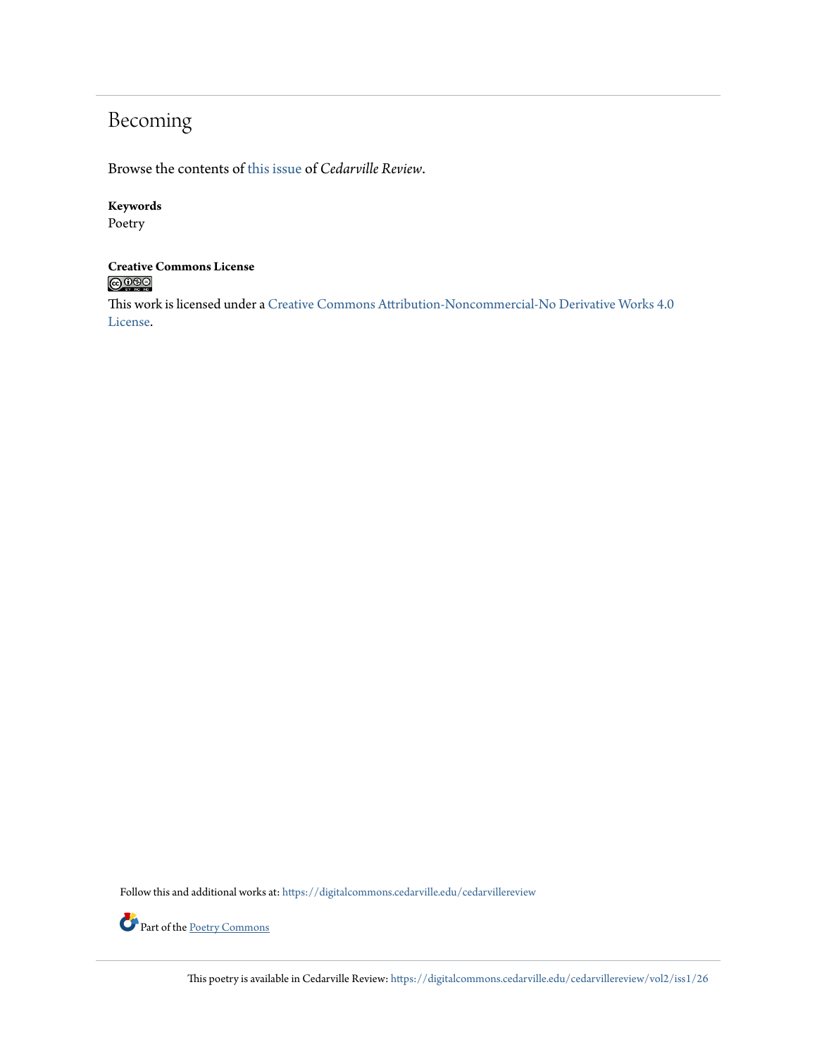# Becoming

Browse the contents of this issue of *Cedarville Review*.

**Keywords**

Poetry

**Creative Commons License**

This work is licensed under a Creative Commons Attribution-Noncommercial-No Derivative Works 4.0 License.

Follow this and additional works at: https://digitalcommons.cedarville.edu/cedarvillereview

Part of the Poetry Commons

This poetry is available in Cedarville Review: https://digitalcommons.cedarville.edu/cedarvillereview/vol2/iss1/26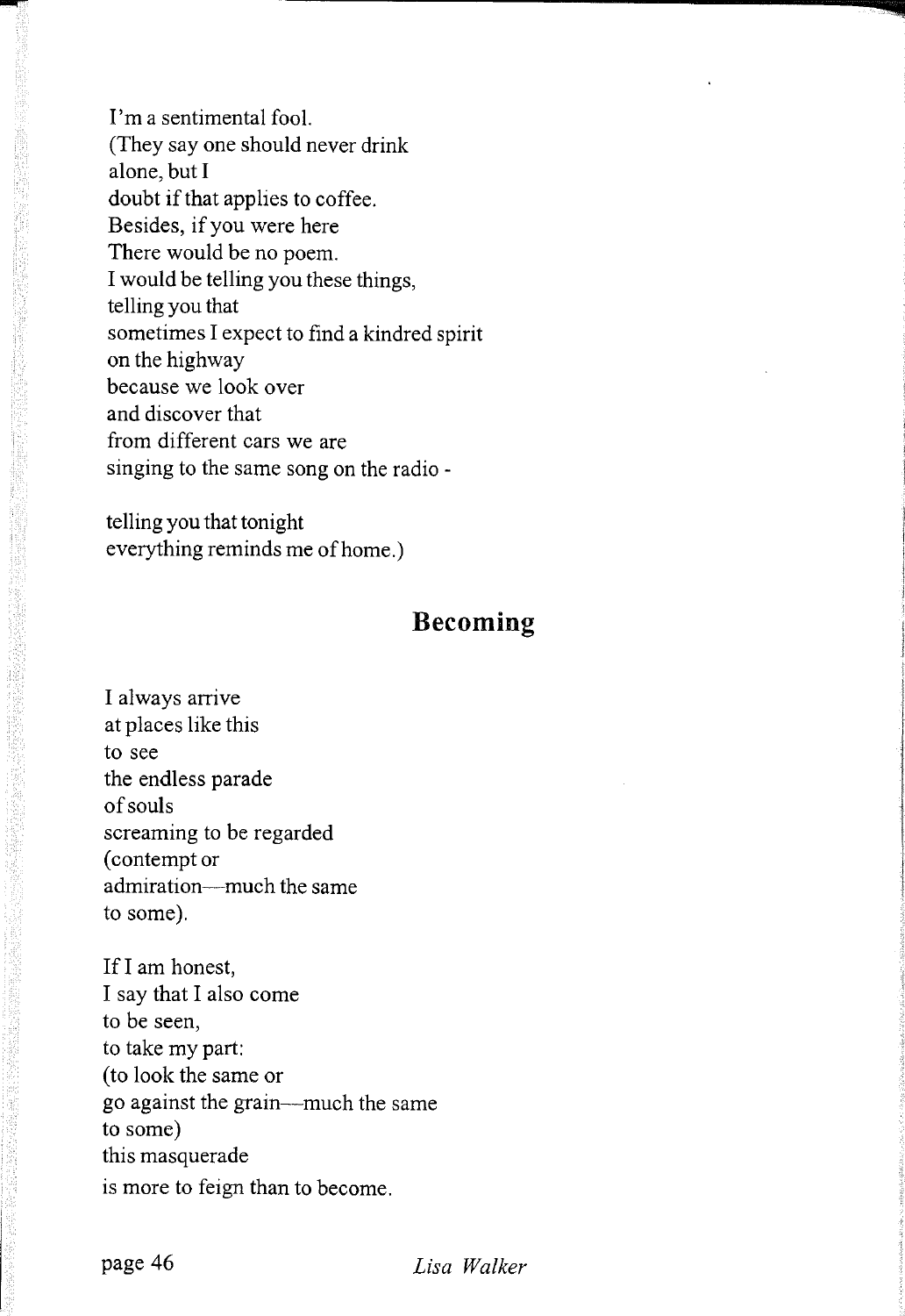I'm a sentimental fool.
(They say one should never drink
alone, but I
doubt if that applies to coffee.
Besides, if you were here
There would be no poem.
I would be telling you these things,
telling you that
sometimes I expect to find a kindred spirit
on the highway
because we look over
and discover that
from different cars we are
singing to the same song on the radio -

telling you that tonight
everything reminds me of home.)

## Becoming

I always arrive
at places like this
to see
the endless parade
of souls
screaming to be regarded
(contempt or
admiration—much the same
to some).

If I am honest,
I say that I also come
to be seen,
to take my part:
(to look the same or
go against the grain—much the same
to some)
this masquerade
is more to feign than to become.